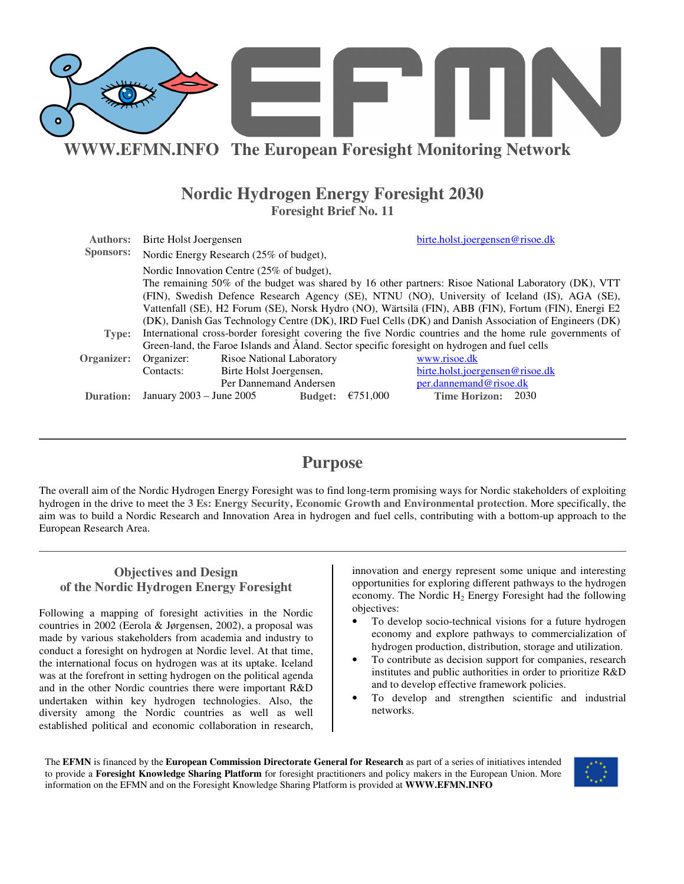**WWW.EFMN.INFO The European Foresight Monitoring Network**

# Nordic Hydrogen Energy Foresight 2030

**Foresight Brief No. 11**

**Authors:** Birte Holst Joergensen birte.holst.joergensen@risoe.dk

**Sponsors:** Nordic Energy Research (25% of budget),
Nordic Innovation Centre (25% of budget),
The remaining 50% of the budget was shared by 16 other partners: Risoe National Laboratory (DK), VTT (FIN), Swedish Defence Research Agency (SE), NTNU (NO), University of Iceland (IS), AGA (SE), Vattenfall (SE), H2 Forum (SE), Norsk Hydro (NO), Wärtsilä (FIN), ABB (FIN), Fortum (FIN), Energi E2 (DK), Danish Gas Technology Centre (DK), IRD Fuel Cells (DK) and Danish Association of Engineers (DK)

**Type:** International cross-border foresight covering the five Nordic countries and the home rule governments of Green-land, the Faroe Islands and Åland. Sector specific foresight on hydrogen and fuel cells

**Organizer:** Organizer: Risoe National Laboratory www.risoe.dk
Contacts: Birte Holst Joergensen, birte.holst.joergensen@risoe.dk
Per Dannemand Andersen per.dannemand@risoe.dk

**Duration:** January 2003 – June 2005 **Budget:** €751,000 **Time Horizon:** 2030

## Purpose

The overall aim of the Nordic Hydrogen Energy Foresight was to find long-term promising ways for Nordic stakeholders of exploiting hydrogen in the drive to meet the **3 Es: Energy Security, Economic Growth and Environmental protection**. More specifically, the aim was to build a Nordic Research and Innovation Area in hydrogen and fuel cells, contributing with a bottom-up approach to the European Research Area.

### Objectives and Design of the Nordic Hydrogen Energy Foresight

Following a mapping of foresight activities in the Nordic countries in 2002 (Eerola & Jørgensen, 2002), a proposal was made by various stakeholders from academia and industry to conduct a foresight on hydrogen at Nordic level. At that time, the international focus on hydrogen was at its uptake. Iceland was at the forefront in setting hydrogen on the political agenda and in the other Nordic countries there were important R&D undertaken within key hydrogen technologies. Also, the diversity among the Nordic countries as well as well established political and economic collaboration in research, innovation and energy represent some unique and interesting opportunities for exploring different pathways to the hydrogen economy. The Nordic $H_2$ Energy Foresight had the following objectives:

- To develop socio-technical visions for a future hydrogen economy and explore pathways to commercialization of hydrogen production, distribution, storage and utilization.
- To contribute as decision support for companies, research institutes and public authorities in order to prioritize R&D and to develop effective framework policies.
- To develop and strengthen scientific and industrial networks.

The **EFMN** is financed by the **European Commission Directorate General for Research** as part of a series of initiatives intended to provide a **Foresight Knowledge Sharing Platform** for foresight practitioners and policy makers in the European Union. More information on the EFMN and on the Foresight Knowledge Sharing Platform is provided at **WWW.EFMN.INFO**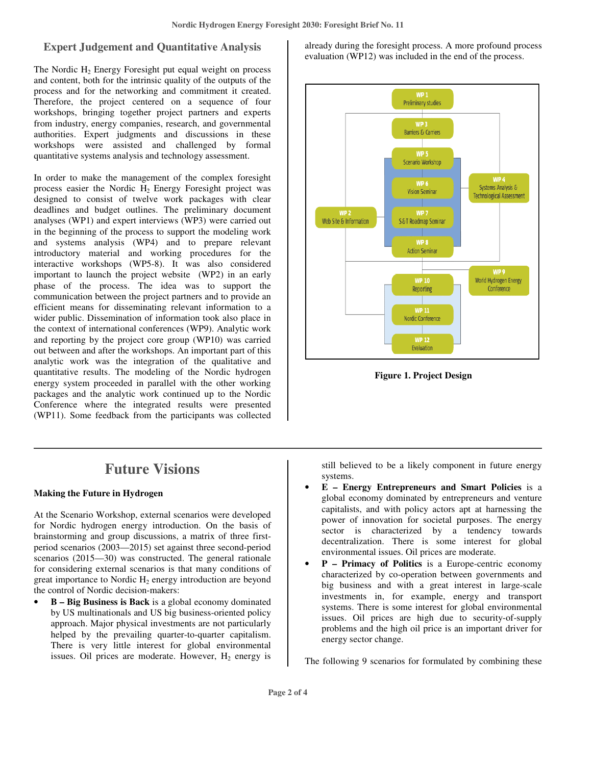## Expert Judgement and Quantitative Analysis

The Nordic $H_2$ Energy Foresight put equal weight on process and content, both for the intrinsic quality of the outputs of the process and for the networking and commitment it created. Therefore, the project centered on a sequence of four workshops, bringing together project partners and experts from industry, energy companies, research, and governmental authorities. Expert judgments and discussions in these workshops were assisted and challenged by formal quantitative systems analysis and technology assessment.

In order to make the management of the complex foresight process easier the Nordic $H_2$ Energy Foresight project was designed to consist of twelve work packages with clear deadlines and budget outlines. The preliminary document analyses (WP1) and expert interviews (WP3) were carried out in the beginning of the process to support the modeling work and systems analysis (WP4) and to prepare relevant introductory material and working procedures for the interactive workshops (WP5-8). It was also considered important to launch the project website (WP2) in an early phase of the process. The idea was to support the communication between the project partners and to provide an efficient means for disseminating relevant information to a wider public. Dissemination of information took also place in the context of international conferences (WP9). Analytic work and reporting by the project core group (WP10) was carried out between and after the workshops. An important part of this analytic work was the integration of the qualitative and quantitative results. The modeling of the Nordic hydrogen energy system proceeded in parallel with the other working packages and the analytic work continued up to the Nordic Conference where the integrated results were presented (WP11). Some feedback from the participants was collected already during the foresight process. A more profound process evaluation (WP12) was included in the end of the process.

WP 1 Preliminary studies
WP 3 Barriers & Carriers
WP 5 Scenario Workshop
WP 6 Vision Seminar
WP 7 S&T Roadmap Seminar
WP 8 Action Seminar
WP 2 Web Site & Information
WP 4 Systems Analysis & Technological Assessment
WP 9 World Hydrogen Energy Conference
WP 10 Reporting
WP 11 Nordic Conference
WP 12 Evaluation

**Figure 1. Project Design**

# Future Visions

### Making the Future in Hydrogen

At the Scenario Workshop, external scenarios were developed for Nordic hydrogen energy introduction. On the basis of brainstorming and group discussions, a matrix of three first-period scenarios (2003—2015) set against three second-period scenarios (2015—30) was constructed. The general rationale for considering external scenarios is that many conditions of great importance to Nordic $H_2$ energy introduction are beyond the control of Nordic decision-makers:

- **B – Big Business is Back** is a global economy dominated by US multinationals and US big business-oriented policy approach. Major physical investments are not particularly helped by the prevailing quarter-to-quarter capitalism. There is very little interest for global environmental issues. Oil prices are moderate. However, $H_2$ energy is still believed to be a likely component in future energy systems.
- **E – Energy Entrepreneurs and Smart Policies** is a global economy dominated by entrepreneurs and venture capitalists, and with policy actors apt at harnessing the power of innovation for societal purposes. The energy sector is characterized by a tendency towards decentralization. There is some interest for global environmental issues. Oil prices are moderate.
- **P – Primacy of Politics** is a Europe-centric economy characterized by co-operation between governments and big business and with a great interest in large-scale investments in, for example, energy and transport systems. There is some interest for global environmental issues. Oil prices are high due to security-of-supply problems and the high oil price is an important driver for energy sector change.

The following 9 scenarios for formulated by combining these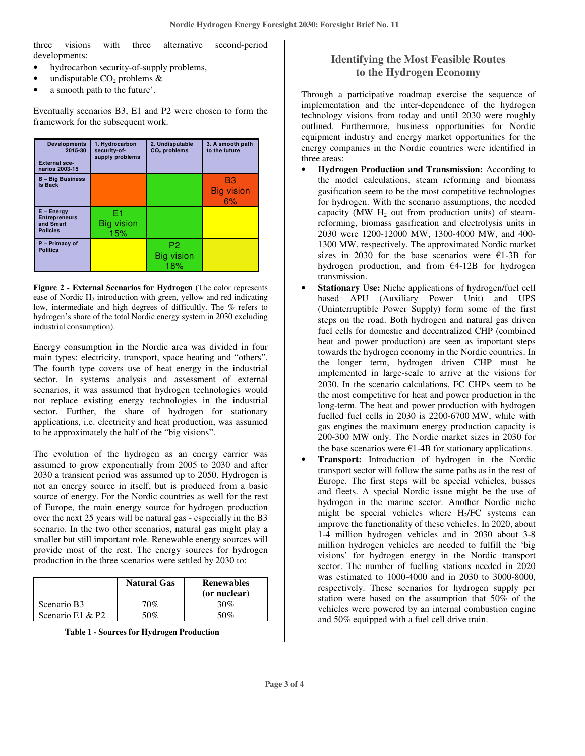three visions with three alternative second-period developments:

- hydrocarbon security-of-supply problems,
- undisputable $CO_2$ problems &
- a smooth path to the future'.

Eventually scenarios B3, E1 and P2 were chosen to form the framework for the subsequent work.

| Developments 2015-30 / External scenarios 2003-15 | 1. Hydrocarbon security-of-supply problems | 2. Undisputable $CO_2$ problems | 3. A smooth path to the future |
|---|---|---|---|
| B – Big Business Is Back | | | B3 Big vision 6% |
| E – Energy Entrepreneurs and Smart Policies | E1 Big vision 15% | | |
| P – Primacy of Politics | | P2 Big vision 18% | |

**Figure 2 - External Scenarios for Hydrogen** (The color represents ease of Nordic $H_2$ introduction with green, yellow and red indicating low, intermediate and high degrees of difficultly. The % refers to hydrogen's share of the total Nordic energy system in 2030 excluding industrial consumption).

Energy consumption in the Nordic area was divided in four main types: electricity, transport, space heating and "others". The fourth type covers use of heat energy in the industrial sector. In systems analysis and assessment of external scenarios, it was assumed that hydrogen technologies would not replace existing energy technologies in the industrial sector. Further, the share of hydrogen for stationary applications, i.e. electricity and heat production, was assumed to be approximately the half of the "big visions".

The evolution of the hydrogen as an energy carrier was assumed to grow exponentially from 2005 to 2030 and after 2030 a transient period was assumed up to 2050. Hydrogen is not an energy source in itself, but is produced from a basic source of energy. For the Nordic countries as well for the rest of Europe, the main energy source for hydrogen production over the next 25 years will be natural gas - especially in the B3 scenario. In the two other scenarios, natural gas might play a smaller but still important role. Renewable energy sources will provide most of the rest. The energy sources for hydrogen production in the three scenarios were settled by 2030 to:

| | Natural Gas | Renewables (or nuclear) |
|---|---|---|
| Scenario B3 | 70% | 30% |
| Scenario E1 & P2 | 50% | 50% |

**Table 1 - Sources for Hydrogen Production**

## Identifying the Most Feasible Routes to the Hydrogen Economy

Through a participative roadmap exercise the sequence of implementation and the inter-dependence of the hydrogen technology visions from today and until 2030 were roughly outlined. Furthermore, business opportunities for Nordic equipment industry and energy market opportunities for the energy companies in the Nordic countries were identified in three areas:

- **Hydrogen Production and Transmission:** According to the model calculations, steam reforming and biomass gasification seem to be the most competitive technologies for hydrogen. With the scenario assumptions, the needed capacity (MW $H_2$ out from production units) of steam-reforming, biomass gasification and electrolysis units in 2030 were 1200-12000 MW, 1300-4000 MW, and 400-1300 MW, respectively. The approximated Nordic market sizes in 2030 for the base scenarios were €1-3B for hydrogen production, and from €4-12B for hydrogen transmission.
- **Stationary Use:** Niche applications of hydrogen/fuel cell based APU (Auxiliary Power Unit) and UPS (Uninterruptible Power Supply) form some of the first steps on the road. Both hydrogen and natural gas driven fuel cells for domestic and decentralized CHP (combined heat and power production) are seen as important steps towards the hydrogen economy in the Nordic countries. In the longer term, hydrogen driven CHP must be implemented in large-scale to arrive at the visions for 2030. In the scenario calculations, FC CHPs seem to be the most competitive for heat and power production in the long-term. The heat and power production with hydrogen fuelled fuel cells in 2030 is 2200-6700 MW, while with gas engines the maximum energy production capacity is 200-300 MW only. The Nordic market sizes in 2030 for the base scenarios were €1-4B for stationary applications.
- **Transport:** Introduction of hydrogen in the Nordic transport sector will follow the same paths as in the rest of Europe. The first steps will be special vehicles, busses and fleets. A special Nordic issue might be the use of hydrogen in the marine sector. Another Nordic niche might be special vehicles where $H_2$/FC systems can improve the functionality of these vehicles. In 2020, about 1-4 million hydrogen vehicles and in 2030 about 3-8 million hydrogen vehicles are needed to fulfill the 'big visions' for hydrogen energy in the Nordic transport sector. The number of fuelling stations needed in 2020 was estimated to 1000-4000 and in 2030 to 3000-8000, respectively. These scenarios for hydrogen supply per station were based on the assumption that 50% of the vehicles were powered by an internal combustion engine and 50% equipped with a fuel cell drive train.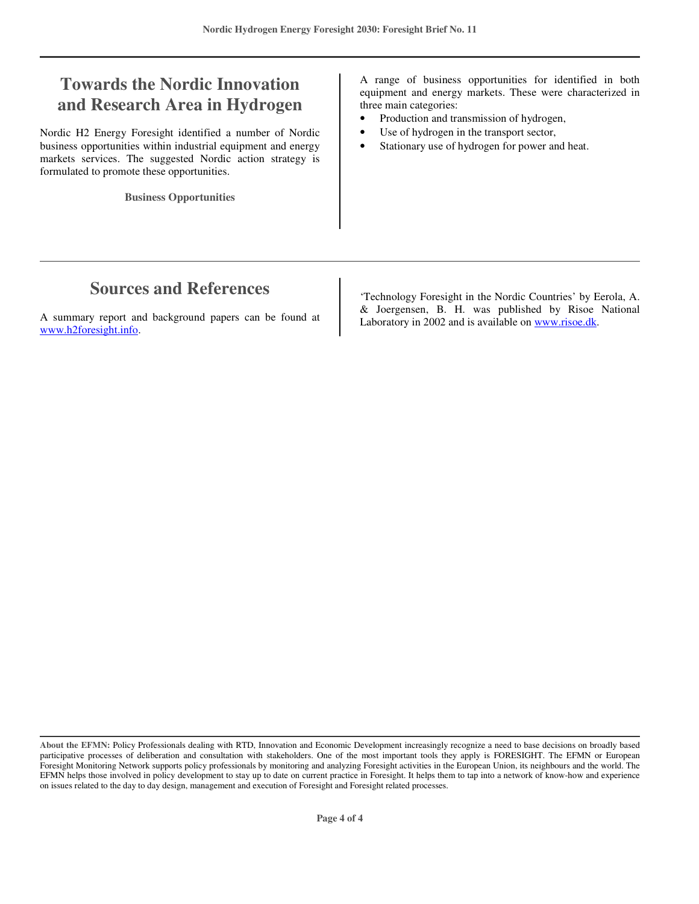# Towards the Nordic Innovation and Research Area in Hydrogen

Nordic H2 Energy Foresight identified a number of Nordic business opportunities within industrial equipment and energy markets services. The suggested Nordic action strategy is formulated to promote these opportunities.

### Business Opportunities

A range of business opportunities for identified in both equipment and energy markets. These were characterized in three main categories:

- Production and transmission of hydrogen,
- Use of hydrogen in the transport sector,
- Stationary use of hydrogen for power and heat.

# Sources and References

A summary report and background papers can be found at www.h2foresight.info.

'Technology Foresight in the Nordic Countries' by Eerola, A. & Joergensen, B. H. was published by Risoe National Laboratory in 2002 and is available on www.risoe.dk.

**About the EFMN:** Policy Professionals dealing with RTD, Innovation and Economic Development increasingly recognize a need to base decisions on broadly based participative processes of deliberation and consultation with stakeholders. One of the most important tools they apply is FORESIGHT. The EFMN or European Foresight Monitoring Network supports policy professionals by monitoring and analyzing Foresight activities in the European Union, its neighbours and the world. The EFMN helps those involved in policy development to stay up to date on current practice in Foresight. It helps them to tap into a network of know-how and experience on issues related to the day to day design, management and execution of Foresight and Foresight related processes.